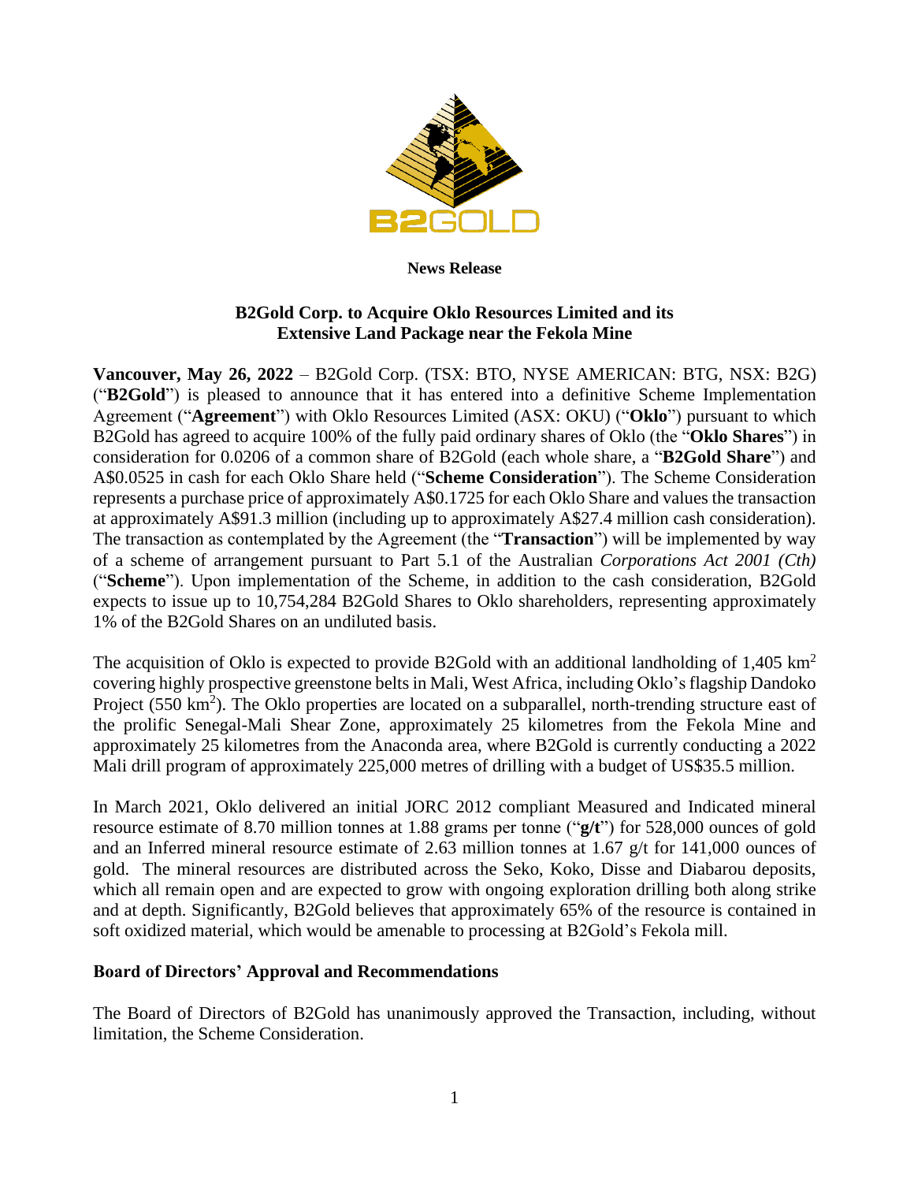**News Release**

**B2Gold Corp. to Acquire Oklo Resources Limited and its Extensive Land Package near the Fekola Mine**

**Vancouver, May 26, 2022** – B2Gold Corp. (TSX: BTO, NYSE AMERICAN: BTG, NSX: B2G) ("**B2Gold**") is pleased to announce that it has entered into a definitive Scheme Implementation Agreement ("**Agreement**") with Oklo Resources Limited (ASX: OKU) ("**Oklo**") pursuant to which B2Gold has agreed to acquire 100% of the fully paid ordinary shares of Oklo (the "**Oklo Shares**") in consideration for 0.0206 of a common share of B2Gold (each whole share, a "**B2Gold Share**") and A$0.0525 in cash for each Oklo Share held ("**Scheme Consideration**"). The Scheme Consideration represents a purchase price of approximately A$0.1725 for each Oklo Share and values the transaction at approximately A$91.3 million (including up to approximately A$27.4 million cash consideration). The transaction as contemplated by the Agreement (the "**Transaction**") will be implemented by way of a scheme of arrangement pursuant to Part 5.1 of the Australian *Corporations Act 2001 (Cth)* ("**Scheme**"). Upon implementation of the Scheme, in addition to the cash consideration, B2Gold expects to issue up to 10,754,284 B2Gold Shares to Oklo shareholders, representing approximately 1% of the B2Gold Shares on an undiluted basis.

The acquisition of Oklo is expected to provide B2Gold with an additional landholding of 1,405 $km^2$ covering highly prospective greenstone belts in Mali, West Africa, including Oklo's flagship Dandoko Project (550 $km^2$). The Oklo properties are located on a subparallel, north-trending structure east of the prolific Senegal-Mali Shear Zone, approximately 25 kilometres from the Fekola Mine and approximately 25 kilometres from the Anaconda area, where B2Gold is currently conducting a 2022 Mali drill program of approximately 225,000 metres of drilling with a budget of US$35.5 million.

In March 2021, Oklo delivered an initial JORC 2012 compliant Measured and Indicated mineral resource estimate of 8.70 million tonnes at 1.88 grams per tonne ("**g/t**") for 528,000 ounces of gold and an Inferred mineral resource estimate of 2.63 million tonnes at 1.67 g/t for 141,000 ounces of gold. The mineral resources are distributed across the Seko, Koko, Disse and Diabarou deposits, which all remain open and are expected to grow with ongoing exploration drilling both along strike and at depth. Significantly, B2Gold believes that approximately 65% of the resource is contained in soft oxidized material, which would be amenable to processing at B2Gold's Fekola mill.

## Board of Directors' Approval and Recommendations

The Board of Directors of B2Gold has unanimously approved the Transaction, including, without limitation, the Scheme Consideration.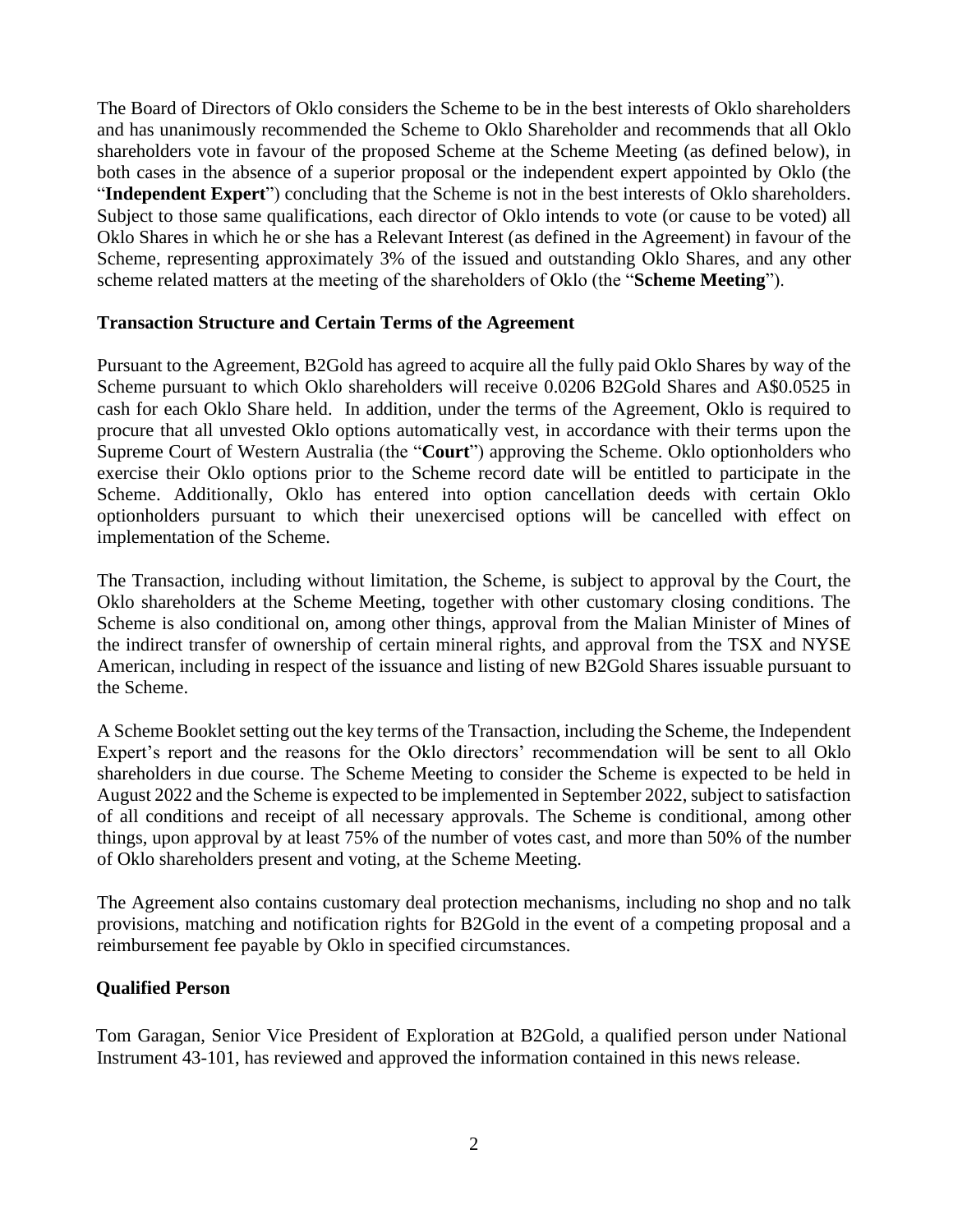The Board of Directors of Oklo considers the Scheme to be in the best interests of Oklo shareholders and has unanimously recommended the Scheme to Oklo Shareholder and recommends that all Oklo shareholders vote in favour of the proposed Scheme at the Scheme Meeting (as defined below), in both cases in the absence of a superior proposal or the independent expert appointed by Oklo (the "**Independent Expert**") concluding that the Scheme is not in the best interests of Oklo shareholders. Subject to those same qualifications, each director of Oklo intends to vote (or cause to be voted) all Oklo Shares in which he or she has a Relevant Interest (as defined in the Agreement) in favour of the Scheme, representing approximately 3% of the issued and outstanding Oklo Shares, and any other scheme related matters at the meeting of the shareholders of Oklo (the "**Scheme Meeting**").

**Transaction Structure and Certain Terms of the Agreement**

Pursuant to the Agreement, B2Gold has agreed to acquire all the fully paid Oklo Shares by way of the Scheme pursuant to which Oklo shareholders will receive 0.0206 B2Gold Shares and A$0.0525 in cash for each Oklo Share held. In addition, under the terms of the Agreement, Oklo is required to procure that all unvested Oklo options automatically vest, in accordance with their terms upon the Supreme Court of Western Australia (the "**Court**") approving the Scheme. Oklo optionholders who exercise their Oklo options prior to the Scheme record date will be entitled to participate in the Scheme. Additionally, Oklo has entered into option cancellation deeds with certain Oklo optionholders pursuant to which their unexercised options will be cancelled with effect on implementation of the Scheme.

The Transaction, including without limitation, the Scheme, is subject to approval by the Court, the Oklo shareholders at the Scheme Meeting, together with other customary closing conditions. The Scheme is also conditional on, among other things, approval from the Malian Minister of Mines of the indirect transfer of ownership of certain mineral rights, and approval from the TSX and NYSE American, including in respect of the issuance and listing of new B2Gold Shares issuable pursuant to the Scheme.

A Scheme Booklet setting out the key terms of the Transaction, including the Scheme, the Independent Expert's report and the reasons for the Oklo directors' recommendation will be sent to all Oklo shareholders in due course. The Scheme Meeting to consider the Scheme is expected to be held in August 2022 and the Scheme is expected to be implemented in September 2022, subject to satisfaction of all conditions and receipt of all necessary approvals. The Scheme is conditional, among other things, upon approval by at least 75% of the number of votes cast, and more than 50% of the number of Oklo shareholders present and voting, at the Scheme Meeting.

The Agreement also contains customary deal protection mechanisms, including no shop and no talk provisions, matching and notification rights for B2Gold in the event of a competing proposal and a reimbursement fee payable by Oklo in specified circumstances.

**Qualified Person**

Tom Garagan, Senior Vice President of Exploration at B2Gold, a qualified person under National Instrument 43-101, has reviewed and approved the information contained in this news release.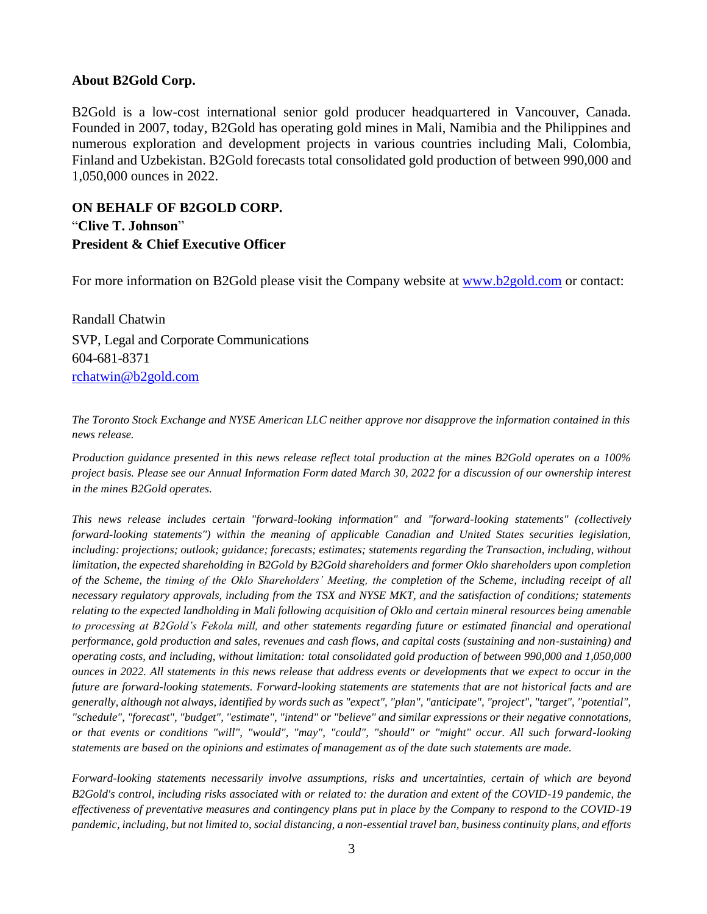**About B2Gold Corp.**

B2Gold is a low-cost international senior gold producer headquartered in Vancouver, Canada. Founded in 2007, today, B2Gold has operating gold mines in Mali, Namibia and the Philippines and numerous exploration and development projects in various countries including Mali, Colombia, Finland and Uzbekistan. B2Gold forecasts total consolidated gold production of between 990,000 and 1,050,000 ounces in 2022.

**ON BEHALF OF B2GOLD CORP.**
"**Clive T. Johnson**"
**President & Chief Executive Officer**

For more information on B2Gold please visit the Company website at [www.b2gold.com](www.b2gold.com) or contact:

Randall Chatwin
SVP, Legal and Corporate Communications
604-681-8371
[rchatwin@b2gold.com](mailto:rchatwin@b2gold.com)

*The Toronto Stock Exchange and NYSE American LLC neither approve nor disapprove the information contained in this news release.*

*Production guidance presented in this news release reflect total production at the mines B2Gold operates on a 100% project basis. Please see our Annual Information Form dated March 30, 2022 for a discussion of our ownership interest in the mines B2Gold operates.*

*This news release includes certain "forward-looking information" and "forward-looking statements" (collectively forward-looking statements") within the meaning of applicable Canadian and United States securities legislation, including: projections; outlook; guidance; forecasts; estimates; statements regarding the Transaction, including, without limitation, the expected shareholding in B2Gold by B2Gold shareholders and former Oklo shareholders upon completion of the Scheme, the timing of the Oklo Shareholders' Meeting, the completion of the Scheme, including receipt of all necessary regulatory approvals, including from the TSX and NYSE MKT, and the satisfaction of conditions; statements relating to the expected landholding in Mali following acquisition of Oklo and certain mineral resources being amenable to processing at B2Gold's Fekola mill, and other statements regarding future or estimated financial and operational performance, gold production and sales, revenues and cash flows, and capital costs (sustaining and non-sustaining) and operating costs, and including, without limitation: total consolidated gold production of between 990,000 and 1,050,000 ounces in 2022. All statements in this news release that address events or developments that we expect to occur in the future are forward-looking statements. Forward-looking statements are statements that are not historical facts and are generally, although not always, identified by words such as "expect", "plan", "anticipate", "project", "target", "potential", "schedule", "forecast", "budget", "estimate", "intend" or "believe" and similar expressions or their negative connotations, or that events or conditions "will", "would", "may", "could", "should" or "might" occur. All such forward-looking statements are based on the opinions and estimates of management as of the date such statements are made.*

*Forward-looking statements necessarily involve assumptions, risks and uncertainties, certain of which are beyond B2Gold's control, including risks associated with or related to: the duration and extent of the COVID-19 pandemic, the effectiveness of preventative measures and contingency plans put in place by the Company to respond to the COVID-19 pandemic, including, but not limited to, social distancing, a non-essential travel ban, business continuity plans, and efforts*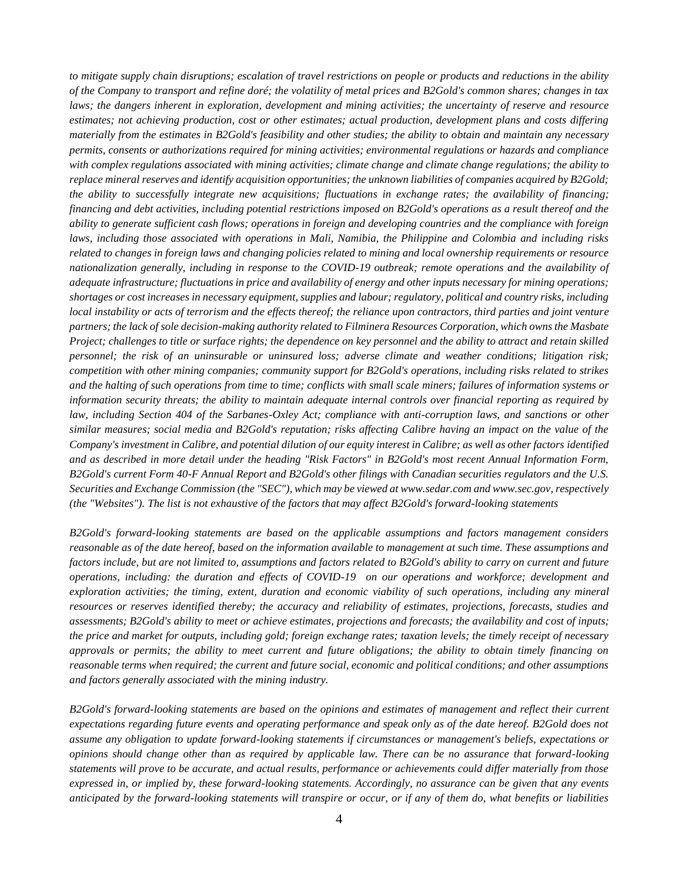*to mitigate supply chain disruptions; escalation of travel restrictions on people or products and reductions in the ability of the Company to transport and refine doré; the volatility of metal prices and B2Gold's common shares; changes in tax laws; the dangers inherent in exploration, development and mining activities; the uncertainty of reserve and resource estimates; not achieving production, cost or other estimates; actual production, development plans and costs differing materially from the estimates in B2Gold's feasibility and other studies; the ability to obtain and maintain any necessary permits, consents or authorizations required for mining activities; environmental regulations or hazards and compliance with complex regulations associated with mining activities; climate change and climate change regulations; the ability to replace mineral reserves and identify acquisition opportunities; the unknown liabilities of companies acquired by B2Gold; the ability to successfully integrate new acquisitions; fluctuations in exchange rates; the availability of financing; financing and debt activities, including potential restrictions imposed on B2Gold's operations as a result thereof and the ability to generate sufficient cash flows; operations in foreign and developing countries and the compliance with foreign laws, including those associated with operations in Mali, Namibia, the Philippine and Colombia and including risks related to changes in foreign laws and changing policies related to mining and local ownership requirements or resource nationalization generally, including in response to the COVID-19 outbreak; remote operations and the availability of adequate infrastructure; fluctuations in price and availability of energy and other inputs necessary for mining operations; shortages or cost increases in necessary equipment, supplies and labour; regulatory, political and country risks, including local instability or acts of terrorism and the effects thereof; the reliance upon contractors, third parties and joint venture partners; the lack of sole decision-making authority related to Filminera Resources Corporation, which owns the Masbate Project; challenges to title or surface rights; the dependence on key personnel and the ability to attract and retain skilled personnel; the risk of an uninsurable or uninsured loss; adverse climate and weather conditions; litigation risk; competition with other mining companies; community support for B2Gold's operations, including risks related to strikes and the halting of such operations from time to time; conflicts with small scale miners; failures of information systems or information security threats; the ability to maintain adequate internal controls over financial reporting as required by law, including Section 404 of the Sarbanes-Oxley Act; compliance with anti-corruption laws, and sanctions or other similar measures; social media and B2Gold's reputation; risks affecting Calibre having an impact on the value of the Company's investment in Calibre, and potential dilution of our equity interest in Calibre; as well as other factors identified and as described in more detail under the heading "Risk Factors" in B2Gold's most recent Annual Information Form, B2Gold's current Form 40-F Annual Report and B2Gold's other filings with Canadian securities regulators and the U.S. Securities and Exchange Commission (the "SEC"), which may be viewed at www.sedar.com and www.sec.gov, respectively (the "Websites"). The list is not exhaustive of the factors that may affect B2Gold's forward-looking statements*

*B2Gold's forward-looking statements are based on the applicable assumptions and factors management considers reasonable as of the date hereof, based on the information available to management at such time. These assumptions and factors include, but are not limited to, assumptions and factors related to B2Gold's ability to carry on current and future operations, including: the duration and effects of COVID-19 on our operations and workforce; development and exploration activities; the timing, extent, duration and economic viability of such operations, including any mineral resources or reserves identified thereby; the accuracy and reliability of estimates, projections, forecasts, studies and assessments; B2Gold's ability to meet or achieve estimates, projections and forecasts; the availability and cost of inputs; the price and market for outputs, including gold; foreign exchange rates; taxation levels; the timely receipt of necessary approvals or permits; the ability to meet current and future obligations; the ability to obtain timely financing on reasonable terms when required; the current and future social, economic and political conditions; and other assumptions and factors generally associated with the mining industry.*

*B2Gold's forward-looking statements are based on the opinions and estimates of management and reflect their current expectations regarding future events and operating performance and speak only as of the date hereof. B2Gold does not assume any obligation to update forward-looking statements if circumstances or management's beliefs, expectations or opinions should change other than as required by applicable law. There can be no assurance that forward-looking statements will prove to be accurate, and actual results, performance or achievements could differ materially from those expressed in, or implied by, these forward-looking statements. Accordingly, no assurance can be given that any events anticipated by the forward-looking statements will transpire or occur, or if any of them do, what benefits or liabilities*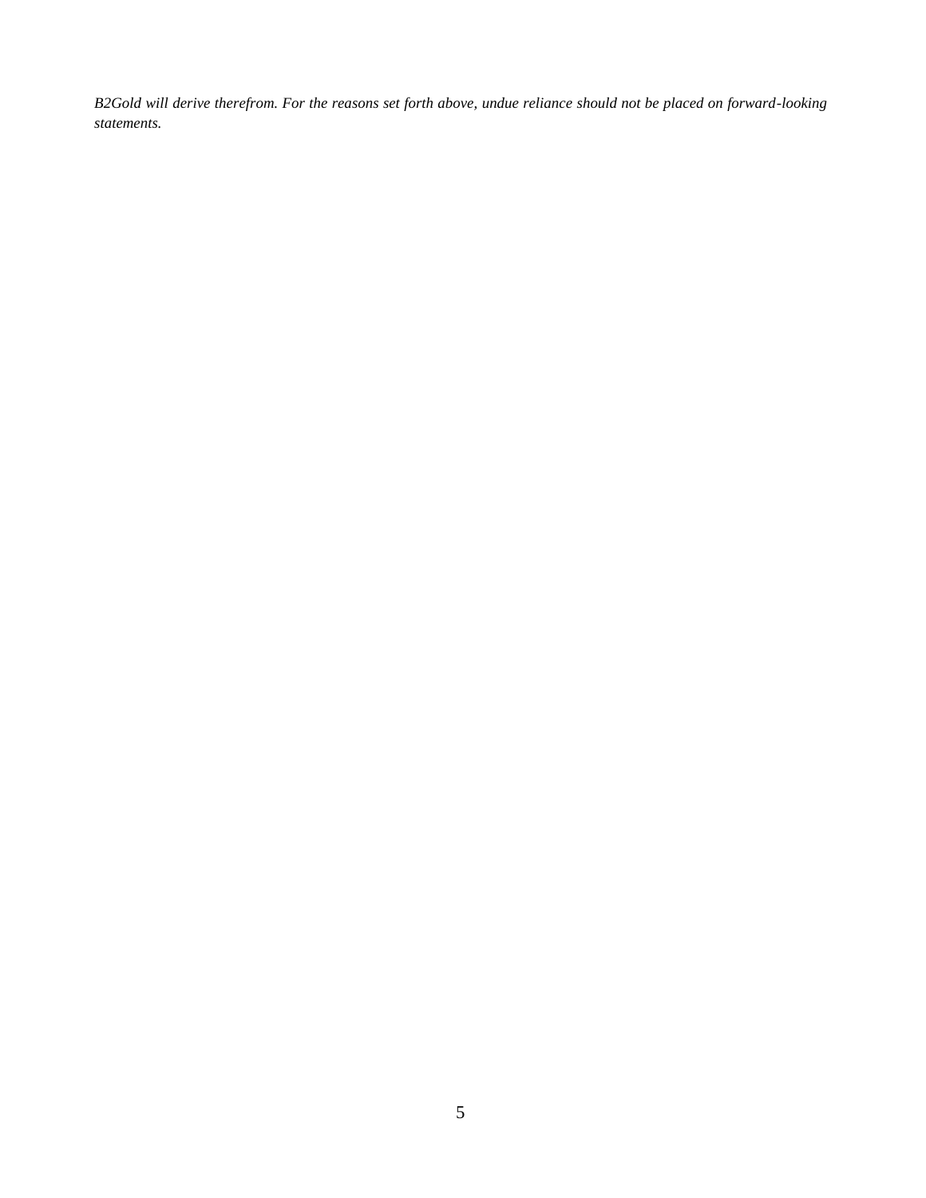*B2Gold will derive therefrom. For the reasons set forth above, undue reliance should not be placed on forward-looking statements.*